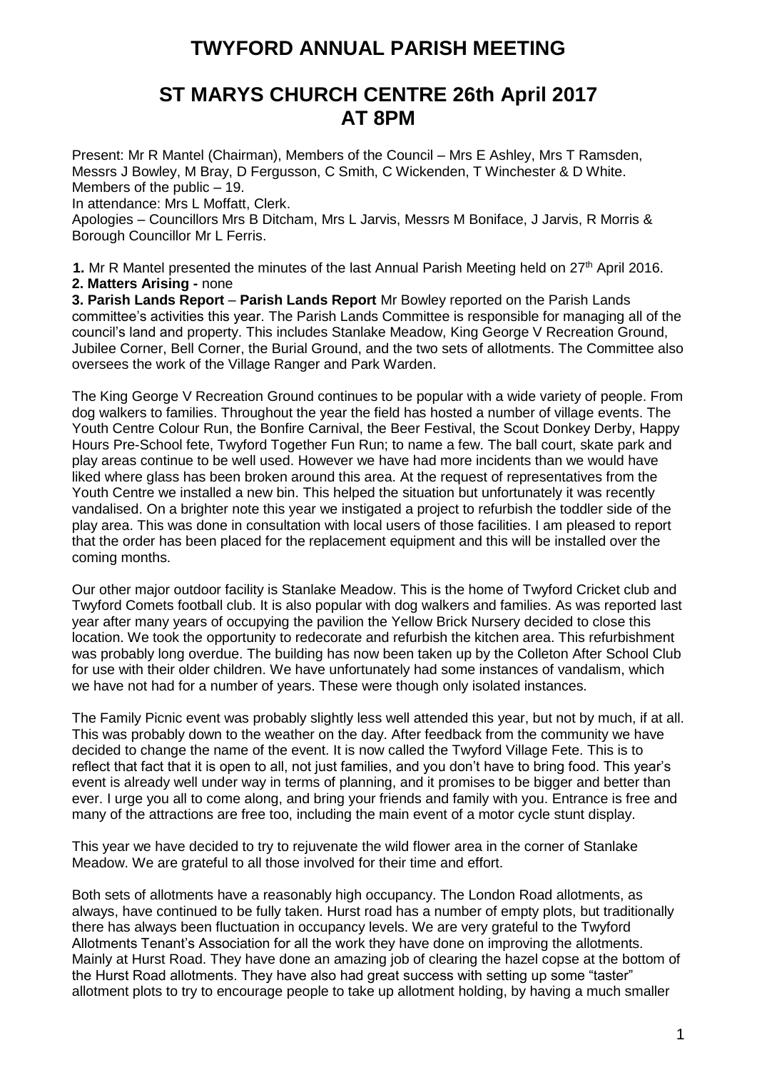# TWYFORD ANNUAL PARISH MEETING

## ST MARYS CHURCH CENTRE 26th April 2017 AT 8PM

Present: Mr R Mantel (Chairman), Members of the Council – Mrs E Ashley, Mrs T Ramsden, Messrs J Bowley, M Bray, D Fergusson, C Smith, C Wickenden, T Winchester & D White. Members of the public – 19.

In attendance: Mrs L Moffatt, Clerk.

Apologies – Councillors Mrs B Ditcham, Mrs L Jarvis, Messrs M Boniface, J Jarvis, R Morris & Borough Councillor Mr L Ferris.

**1.** Mr R Mantel presented the minutes of the last Annual Parish Meeting held on 27th April 2016.

**2. Matters Arising -** none

**3. Parish Lands Report** – **Parish Lands Report** Mr Bowley reported on the Parish Lands committee's activities this year. The Parish Lands Committee is responsible for managing all of the council's land and property. This includes Stanlake Meadow, King George V Recreation Ground, Jubilee Corner, Bell Corner, the Burial Ground, and the two sets of allotments. The Committee also oversees the work of the Village Ranger and Park Warden.

The King George V Recreation Ground continues to be popular with a wide variety of people. From dog walkers to families. Throughout the year the field has hosted a number of village events. The Youth Centre Colour Run, the Bonfire Carnival, the Beer Festival, the Scout Donkey Derby, Happy Hours Pre-School fete, Twyford Together Fun Run; to name a few. The ball court, skate park and play areas continue to be well used. However we have had more incidents than we would have liked where glass has been broken around this area. At the request of representatives from the Youth Centre we installed a new bin. This helped the situation but unfortunately it was recently vandalised. On a brighter note this year we instigated a project to refurbish the toddler side of the play area. This was done in consultation with local users of those facilities. I am pleased to report that the order has been placed for the replacement equipment and this will be installed over the coming months.

Our other major outdoor facility is Stanlake Meadow. This is the home of Twyford Cricket club and Twyford Comets football club. It is also popular with dog walkers and families. As was reported last year after many years of occupying the pavilion the Yellow Brick Nursery decided to close this location. We took the opportunity to redecorate and refurbish the kitchen area. This refurbishment was probably long overdue. The building has now been taken up by the Colleton After School Club for use with their older children. We have unfortunately had some instances of vandalism, which we have not had for a number of years. These were though only isolated instances.

The Family Picnic event was probably slightly less well attended this year, but not by much, if at all. This was probably down to the weather on the day. After feedback from the community we have decided to change the name of the event. It is now called the Twyford Village Fete. This is to reflect that fact that it is open to all, not just families, and you don't have to bring food. This year's event is already well under way in terms of planning, and it promises to be bigger and better than ever. I urge you all to come along, and bring your friends and family with you. Entrance is free and many of the attractions are free too, including the main event of a motor cycle stunt display.

This year we have decided to try to rejuvenate the wild flower area in the corner of Stanlake Meadow. We are grateful to all those involved for their time and effort.

Both sets of allotments have a reasonably high occupancy. The London Road allotments, as always, have continued to be fully taken. Hurst road has a number of empty plots, but traditionally there has always been fluctuation in occupancy levels. We are very grateful to the Twyford Allotments Tenant's Association for all the work they have done on improving the allotments. Mainly at Hurst Road. They have done an amazing job of clearing the hazel copse at the bottom of the Hurst Road allotments. They have also had great success with setting up some "taster" allotment plots to try to encourage people to take up allotment holding, by having a much smaller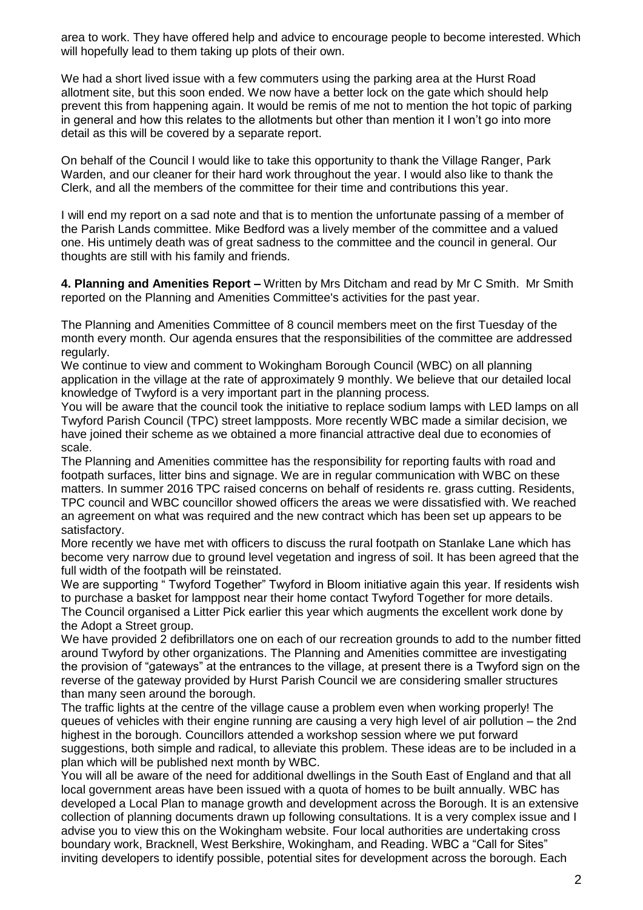area to work. They have offered help and advice to encourage people to become interested. Which will hopefully lead to them taking up plots of their own.

We had a short lived issue with a few commuters using the parking area at the Hurst Road allotment site, but this soon ended. We now have a better lock on the gate which should help prevent this from happening again. It would be remis of me not to mention the hot topic of parking in general and how this relates to the allotments but other than mention it I won't go into more detail as this will be covered by a separate report.

On behalf of the Council I would like to take this opportunity to thank the Village Ranger, Park Warden, and our cleaner for their hard work throughout the year. I would also like to thank the Clerk, and all the members of the committee for their time and contributions this year.

I will end my report on a sad note and that is to mention the unfortunate passing of a member of the Parish Lands committee. Mike Bedford was a lively member of the committee and a valued one. His untimely death was of great sadness to the committee and the council in general. Our thoughts are still with his family and friends.

**4. Planning and Amenities Report –** Written by Mrs Ditcham and read by Mr C Smith. Mr Smith reported on the Planning and Amenities Committee's activities for the past year.

The Planning and Amenities Committee of 8 council members meet on the first Tuesday of the month every month. Our agenda ensures that the responsibilities of the committee are addressed regularly.

We continue to view and comment to Wokingham Borough Council (WBC) on all planning application in the village at the rate of approximately 9 monthly. We believe that our detailed local knowledge of Twyford is a very important part in the planning process.

You will be aware that the council took the initiative to replace sodium lamps with LED lamps on all Twyford Parish Council (TPC) street lampposts. More recently WBC made a similar decision, we have joined their scheme as we obtained a more financial attractive deal due to economies of scale.

The Planning and Amenities committee has the responsibility for reporting faults with road and footpath surfaces, litter bins and signage. We are in regular communication with WBC on these matters. In summer 2016 TPC raised concerns on behalf of residents re. grass cutting. Residents, TPC council and WBC councillor showed officers the areas we were dissatisfied with. We reached an agreement on what was required and the new contract which has been set up appears to be satisfactory.

More recently we have met with officers to discuss the rural footpath on Stanlake Lane which has become very narrow due to ground level vegetation and ingress of soil. It has been agreed that the full width of the footpath will be reinstated.

We are supporting " Twyford Together" Twyford in Bloom initiative again this year. If residents wish to purchase a basket for lamppost near their home contact Twyford Together for more details.

The Council organised a Litter Pick earlier this year which augments the excellent work done by the Adopt a Street group.

We have provided 2 defibrillators one on each of our recreation grounds to add to the number fitted around Twyford by other organizations. The Planning and Amenities committee are investigating the provision of "gateways" at the entrances to the village, at present there is a Twyford sign on the reverse of the gateway provided by Hurst Parish Council we are considering smaller structures than many seen around the borough.

The traffic lights at the centre of the village cause a problem even when working properly! The queues of vehicles with their engine running are causing a very high level of air pollution – the 2nd highest in the borough. Councillors attended a workshop session where we put forward suggestions, both simple and radical, to alleviate this problem. These ideas are to be included in a plan which will be published next month by WBC.

You will all be aware of the need for additional dwellings in the South East of England and that all local government areas have been issued with a quota of homes to be built annually. WBC has developed a Local Plan to manage growth and development across the Borough. It is an extensive collection of planning documents drawn up following consultations. It is a very complex issue and I advise you to view this on the Wokingham website. Four local authorities are undertaking cross boundary work, Bracknell, West Berkshire, Wokingham, and Reading. WBC a "Call for Sites" inviting developers to identify possible, potential sites for development across the borough. Each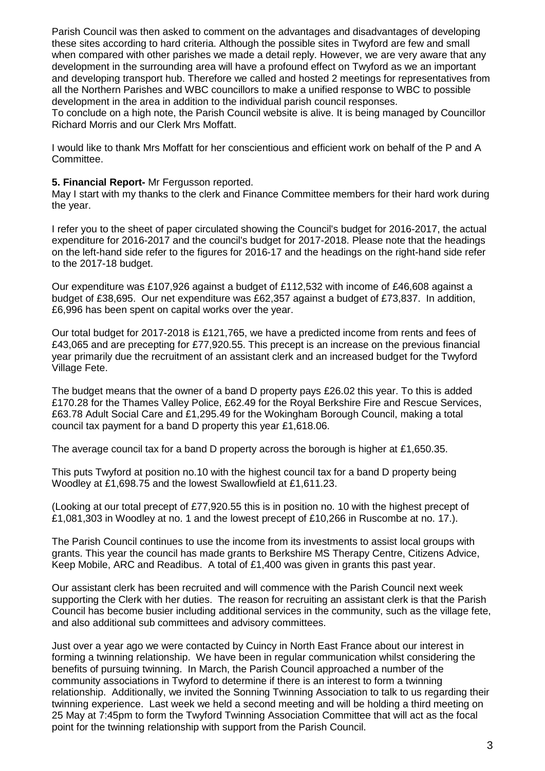Parish Council was then asked to comment on the advantages and disadvantages of developing these sites according to hard criteria. Although the possible sites in Twyford are few and small when compared with other parishes we made a detail reply. However, we are very aware that any development in the surrounding area will have a profound effect on Twyford as we an important and developing transport hub. Therefore we called and hosted 2 meetings for representatives from all the Northern Parishes and WBC councillors to make a unified response to WBC to possible development in the area in addition to the individual parish council responses.
To conclude on a high note, the Parish Council website is alive. It is being managed by Councillor Richard Morris and our Clerk Mrs Moffatt.

I would like to thank Mrs Moffatt for her conscientious and efficient work on behalf of the P and A Committee.

**5. Financial Report-** Mr Fergusson reported.
May I start with my thanks to the clerk and Finance Committee members for their hard work during the year.

I refer you to the sheet of paper circulated showing the Council's budget for 2016-2017, the actual expenditure for 2016-2017 and the council's budget for 2017-2018. Please note that the headings on the left-hand side refer to the figures for 2016-17 and the headings on the right-hand side refer to the 2017-18 budget.

Our expenditure was £107,926 against a budget of £112,532 with income of £46,608 against a budget of £38,695. Our net expenditure was £62,357 against a budget of £73,837. In addition, £6,996 has been spent on capital works over the year.

Our total budget for 2017-2018 is £121,765, we have a predicted income from rents and fees of £43,065 and are precepting for £77,920.55. This precept is an increase on the previous financial year primarily due the recruitment of an assistant clerk and an increased budget for the Twyford Village Fete.

The budget means that the owner of a band D property pays £26.02 this year. To this is added £170.28 for the Thames Valley Police, £62.49 for the Royal Berkshire Fire and Rescue Services, £63.78 Adult Social Care and £1,295.49 for the Wokingham Borough Council, making a total council tax payment for a band D property this year £1,618.06.

The average council tax for a band D property across the borough is higher at £1,650.35.

This puts Twyford at position no.10 with the highest council tax for a band D property being Woodley at £1,698.75 and the lowest Swallowfield at £1,611.23.

(Looking at our total precept of £77,920.55 this is in position no. 10 with the highest precept of £1,081,303 in Woodley at no. 1 and the lowest precept of £10,266 in Ruscombe at no. 17.).

The Parish Council continues to use the income from its investments to assist local groups with grants. This year the council has made grants to Berkshire MS Therapy Centre, Citizens Advice, Keep Mobile, ARC and Readibus. A total of £1,400 was given in grants this past year.

Our assistant clerk has been recruited and will commence with the Parish Council next week supporting the Clerk with her duties. The reason for recruiting an assistant clerk is that the Parish Council has become busier including additional services in the community, such as the village fete, and also additional sub committees and advisory committees.

Just over a year ago we were contacted by Cuincy in North East France about our interest in forming a twinning relationship. We have been in regular communication whilst considering the benefits of pursuing twinning. In March, the Parish Council approached a number of the community associations in Twyford to determine if there is an interest to form a twinning relationship. Additionally, we invited the Sonning Twinning Association to talk to us regarding their twinning experience. Last week we held a second meeting and will be holding a third meeting on 25 May at 7:45pm to form the Twyford Twinning Association Committee that will act as the focal point for the twinning relationship with support from the Parish Council.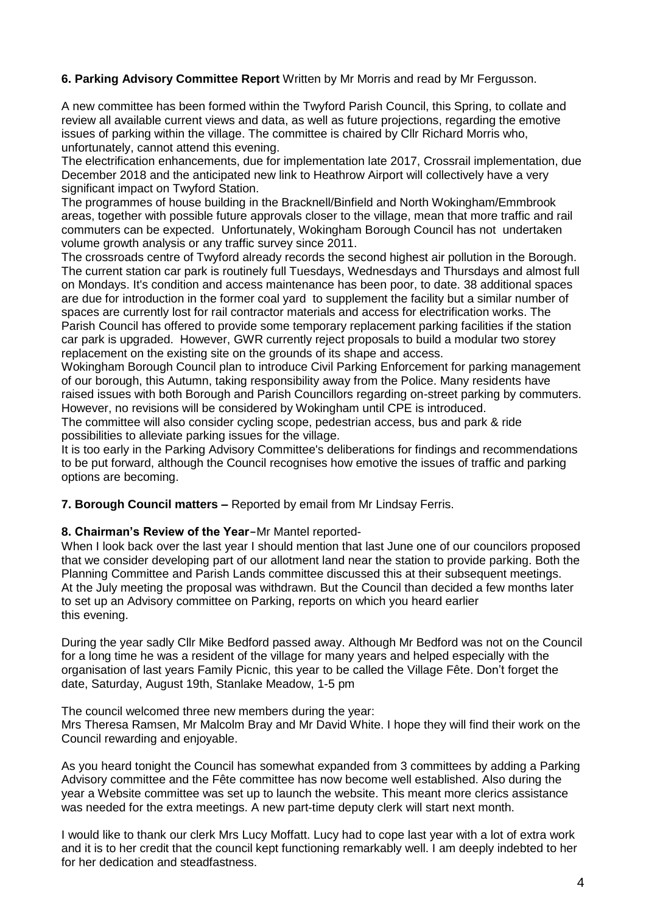**6. Parking Advisory Committee Report** Written by Mr Morris and read by Mr Fergusson.

A new committee has been formed within the Twyford Parish Council, this Spring, to collate and review all available current views and data, as well as future projections, regarding the emotive issues of parking within the village. The committee is chaired by Cllr Richard Morris who, unfortunately, cannot attend this evening.

The electrification enhancements, due for implementation late 2017, Crossrail implementation, due December 2018 and the anticipated new link to Heathrow Airport will collectively have a very significant impact on Twyford Station.

The programmes of house building in the Bracknell/Binfield and North Wokingham/Emmbrook areas, together with possible future approvals closer to the village, mean that more traffic and rail commuters can be expected. Unfortunately, Wokingham Borough Council has not undertaken volume growth analysis or any traffic survey since 2011.

The crossroads centre of Twyford already records the second highest air pollution in the Borough. The current station car park is routinely full Tuesdays, Wednesdays and Thursdays and almost full on Mondays. It's condition and access maintenance has been poor, to date. 38 additional spaces are due for introduction in the former coal yard to supplement the facility but a similar number of spaces are currently lost for rail contractor materials and access for electrification works. The Parish Council has offered to provide some temporary replacement parking facilities if the station car park is upgraded. However, GWR currently reject proposals to build a modular two storey replacement on the existing site on the grounds of its shape and access.

Wokingham Borough Council plan to introduce Civil Parking Enforcement for parking management of our borough, this Autumn, taking responsibility away from the Police. Many residents have raised issues with both Borough and Parish Councillors regarding on-street parking by commuters. However, no revisions will be considered by Wokingham until CPE is introduced.

The committee will also consider cycling scope, pedestrian access, bus and park & ride possibilities to alleviate parking issues for the village.

It is too early in the Parking Advisory Committee's deliberations for findings and recommendations to be put forward, although the Council recognises how emotive the issues of traffic and parking options are becoming.

**7. Borough Council matters –** Reported by email from Mr Lindsay Ferris.

**8. Chairman's Review of the Year**–Mr Mantel reported-

When I look back over the last year I should mention that last June one of our councilors proposed that we consider developing part of our allotment land near the station to provide parking. Both the Planning Committee and Parish Lands committee discussed this at their subsequent meetings. At the July meeting the proposal was withdrawn. But the Council than decided a few months later to set up an Advisory committee on Parking, reports on which you heard earlier this evening.

During the year sadly Cllr Mike Bedford passed away. Although Mr Bedford was not on the Council for a long time he was a resident of the village for many years and helped especially with the organisation of last years Family Picnic, this year to be called the Village Fête. Don't forget the date, Saturday, August 19th, Stanlake Meadow, 1-5 pm

The council welcomed three new members during the year:
Mrs Theresa Ramsen, Mr Malcolm Bray and Mr David White. I hope they will find their work on the Council rewarding and enjoyable.

As you heard tonight the Council has somewhat expanded from 3 committees by adding a Parking Advisory committee and the Fête committee has now become well established. Also during the year a Website committee was set up to launch the website. This meant more clerics assistance was needed for the extra meetings. A new part-time deputy clerk will start next month.

I would like to thank our clerk Mrs Lucy Moffatt. Lucy had to cope last year with a lot of extra work and it is to her credit that the council kept functioning remarkably well. I am deeply indebted to her for her dedication and steadfastness.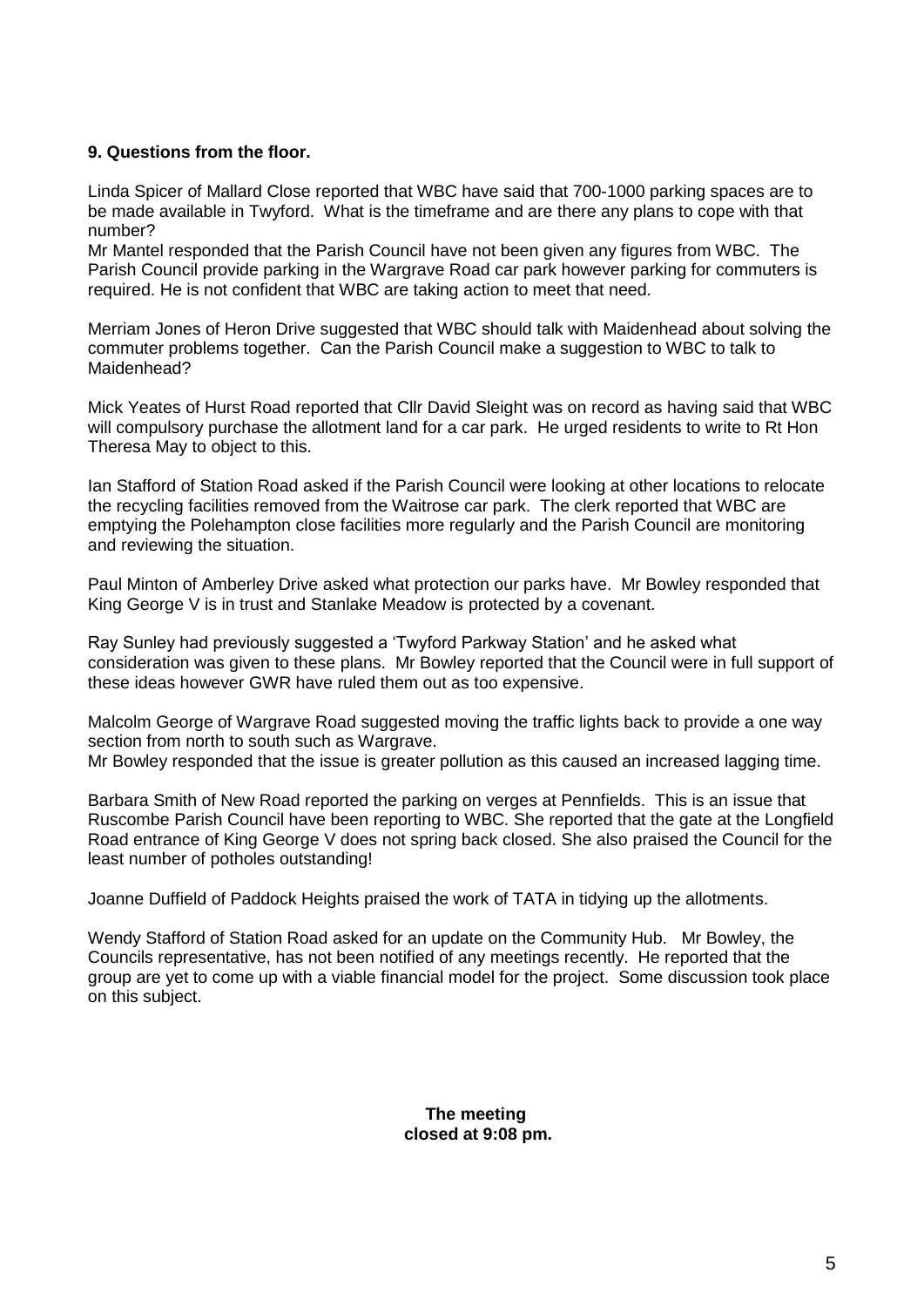**9. Questions from the floor.**

Linda Spicer of Mallard Close reported that WBC have said that 700-1000 parking spaces are to be made available in Twyford. What is the timeframe and are there any plans to cope with that number?
Mr Mantel responded that the Parish Council have not been given any figures from WBC. The Parish Council provide parking in the Wargrave Road car park however parking for commuters is required. He is not confident that WBC are taking action to meet that need.

Merriam Jones of Heron Drive suggested that WBC should talk with Maidenhead about solving the commuter problems together. Can the Parish Council make a suggestion to WBC to talk to Maidenhead?

Mick Yeates of Hurst Road reported that Cllr David Sleight was on record as having said that WBC will compulsory purchase the allotment land for a car park. He urged residents to write to Rt Hon Theresa May to object to this.

Ian Stafford of Station Road asked if the Parish Council were looking at other locations to relocate the recycling facilities removed from the Waitrose car park. The clerk reported that WBC are emptying the Polehampton close facilities more regularly and the Parish Council are monitoring and reviewing the situation.

Paul Minton of Amberley Drive asked what protection our parks have. Mr Bowley responded that King George V is in trust and Stanlake Meadow is protected by a covenant.

Ray Sunley had previously suggested a 'Twyford Parkway Station' and he asked what consideration was given to these plans. Mr Bowley reported that the Council were in full support of these ideas however GWR have ruled them out as too expensive.

Malcolm George of Wargrave Road suggested moving the traffic lights back to provide a one way section from north to south such as Wargrave.
Mr Bowley responded that the issue is greater pollution as this caused an increased lagging time.

Barbara Smith of New Road reported the parking on verges at Pennfields. This is an issue that Ruscombe Parish Council have been reporting to WBC. She reported that the gate at the Longfield Road entrance of King George V does not spring back closed. She also praised the Council for the least number of potholes outstanding!

Joanne Duffield of Paddock Heights praised the work of TATA in tidying up the allotments.

Wendy Stafford of Station Road asked for an update on the Community Hub. Mr Bowley, the Councils representative, has not been notified of any meetings recently. He reported that the group are yet to come up with a viable financial model for the project. Some discussion took place on this subject.

**The meeting closed at 9:08 pm.**